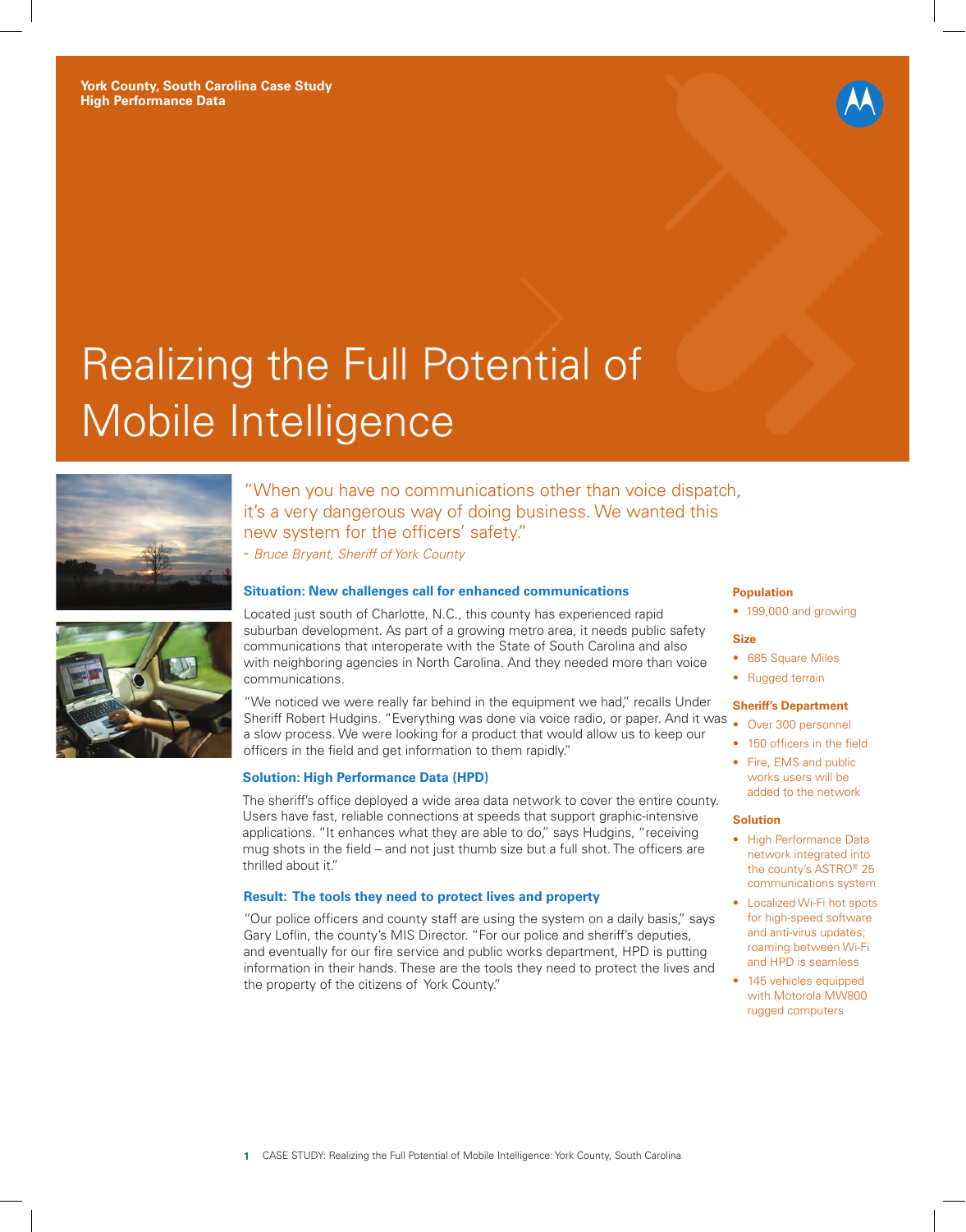**York County, South Carolina Case Study**
**High Performance Data**

# Realizing the Full Potential of Mobile Intelligence

"When you have no communications other than voice dispatch, it's a very dangerous way of doing business. We wanted this new system for the officers' safety."
- *Bruce Bryant, Sheriff of York County*

### Situation: New challenges call for enhanced communications

Located just south of Charlotte, N.C., this county has experienced rapid suburban development. As part of a growing metro area, it needs public safety communications that interoperate with the State of South Carolina and also with neighboring agencies in North Carolina. And they needed more than voice communications.

"We noticed we were really far behind in the equipment we had," recalls Under Sheriff Robert Hudgins. "Everything was done via voice radio, or paper. And it was a slow process. We were looking for a product that would allow us to keep our officers in the field and get information to them rapidly."

### Solution: High Performance Data (HPD)

The sheriff's office deployed a wide area data network to cover the entire county. Users have fast, reliable connections at speeds that support graphic-intensive applications. "It enhances what they are able to do," says Hudgins, "receiving mug shots in the field – and not just thumb size but a full shot. The officers are thrilled about it."

### Result: The tools they need to protect lives and property

"Our police officers and county staff are using the system on a daily basis," says Gary Loflin, the county's MIS Director. "For our police and sheriff's deputies, and eventually for our fire service and public works department, HPD is putting information in their hands. These are the tools they need to protect the lives and the property of the citizens of York County."

**Population**

- 199,000 and growing

**Size**

- 685 Square Miles
- Rugged terrain

**Sheriff's Department**

- Over 300 personnel
- 150 officers in the field
- Fire, EMS and public works users will be added to the network

**Solution**

- High Performance Data network integrated into the county's ASTRO® 25 communications system
- Localized Wi-Fi hot spots for high-speed software and anti-virus updates; roaming between Wi-Fi and HPD is seamless
- 145 vehicles equipped with Motorola MW800 rugged computers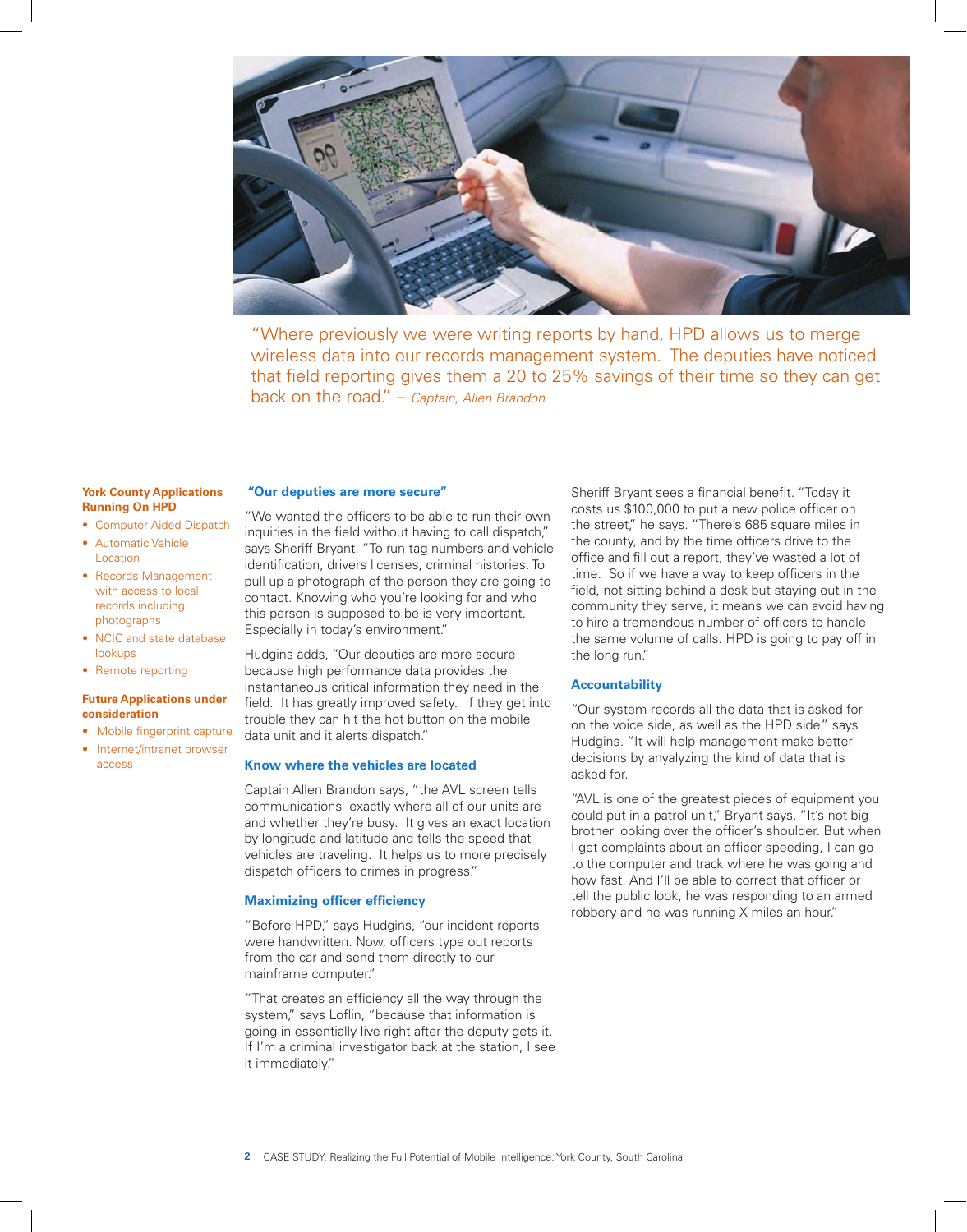"Where previously we were writing reports by hand, HPD allows us to merge wireless data into our records management system. The deputies have noticed that field reporting gives them a 20 to 25% savings of their time so they can get back on the road." – *Captain, Allen Brandon*

**York County Applications Running On HPD**

- Computer Aided Dispatch
- Automatic Vehicle Location
- Records Management with access to local records including photographs
- NCIC and state database lookups
- Remote reporting

**Future Applications under consideration**

- Mobile fingerprint capture
- Internet/intranet browser access

### "Our deputies are more secure"

"We wanted the officers to be able to run their own inquiries in the field without having to call dispatch," says Sheriff Bryant. "To run tag numbers and vehicle identification, drivers licenses, criminal histories. To pull up a photograph of the person they are going to contact. Knowing who you're looking for and who this person is supposed to be is very important. Especially in today's environment."

Hudgins adds, "Our deputies are more secure because high performance data provides the instantaneous critical information they need in the field. It has greatly improved safety. If they get into trouble they can hit the hot button on the mobile data unit and it alerts dispatch."

### Know where the vehicles are located

Captain Allen Brandon says, "the AVL screen tells communications exactly where all of our units are and whether they're busy. It gives an exact location by longitude and latitude and tells the speed that vehicles are traveling. It helps us to more precisely dispatch officers to crimes in progress."

### Maximizing officer efficiency

"Before HPD," says Hudgins, "our incident reports were handwritten. Now, officers type out reports from the car and send them directly to our mainframe computer."

"That creates an efficiency all the way through the system," says Loflin, "because that information is going in essentially live right after the deputy gets it. If I'm a criminal investigator back at the station, I see it immediately."

Sheriff Bryant sees a financial benefit. "Today it costs us $100,000 to put a new police officer on the street," he says. "There's 685 square miles in the county, and by the time officers drive to the office and fill out a report, they've wasted a lot of time. So if we have a way to keep officers in the field, not sitting behind a desk but staying out in the community they serve, it means we can avoid having to hire a tremendous number of officers to handle the same volume of calls. HPD is going to pay off in the long run."

### Accountability

"Our system records all the data that is asked for on the voice side, as well as the HPD side," says Hudgins. "It will help management make better decisions by anyalyzing the kind of data that is asked for.

"AVL is one of the greatest pieces of equipment you could put in a patrol unit," Bryant says. "It's not big brother looking over the officer's shoulder. But when I get complaints about an officer speeding, I can go to the computer and track where he was going and how fast. And I'll be able to correct that officer or tell the public look, he was responding to an armed robbery and he was running X miles an hour."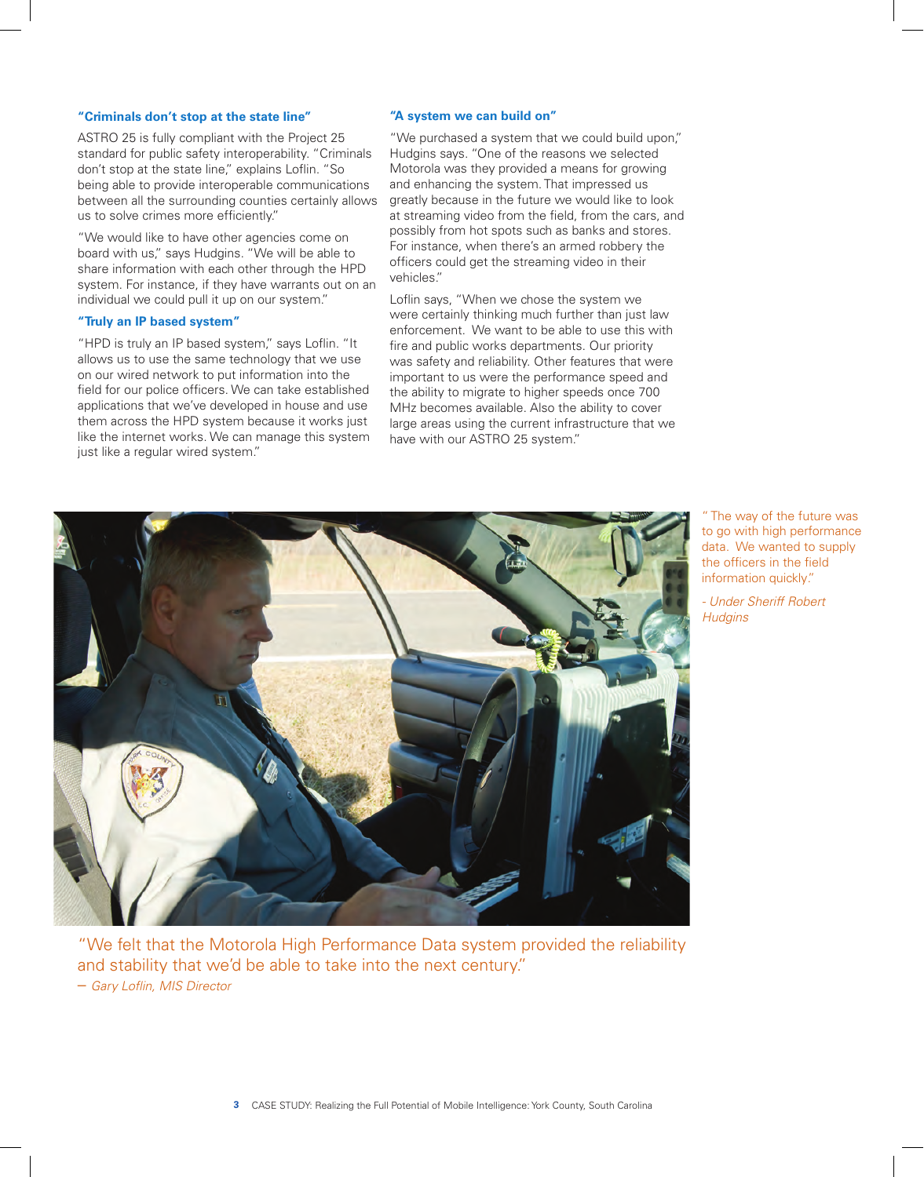### "Criminals don't stop at the state line"

ASTRO 25 is fully compliant with the Project 25 standard for public safety interoperability. "Criminals don't stop at the state line," explains Loflin. "So being able to provide interoperable communications between all the surrounding counties certainly allows us to solve crimes more efficiently."

"We would like to have other agencies come on board with us," says Hudgins. "We will be able to share information with each other through the HPD system. For instance, if they have warrants out on an individual we could pull it up on our system."

### "Truly an IP based system"

"HPD is truly an IP based system," says Loflin. "It allows us to use the same technology that we use on our wired network to put information into the field for our police officers. We can take established applications that we've developed in house and use them across the HPD system because it works just like the internet works. We can manage this system just like a regular wired system."

### "A system we can build on"

"We purchased a system that we could build upon," Hudgins says. "One of the reasons we selected Motorola was they provided a means for growing and enhancing the system. That impressed us greatly because in the future we would like to look at streaming video from the field, from the cars, and possibly from hot spots such as banks and stores. For instance, when there's an armed robbery the officers could get the streaming video in their vehicles."

Loflin says, "When we chose the system we were certainly thinking much further than just law enforcement. We want to be able to use this with fire and public works departments. Our priority was safety and reliability. Other features that were important to us were the performance speed and the ability to migrate to higher speeds once 700 MHz becomes available. Also the ability to cover large areas using the current infrastructure that we have with our ASTRO 25 system."

"The way of the future was to go with high performance data. We wanted to supply the officers in the field information quickly."

*- Under Sheriff Robert Hudgins*

"We felt that the Motorola High Performance Data system provided the reliability and stability that we'd be able to take into the next century."

*– Gary Loflin, MIS Director*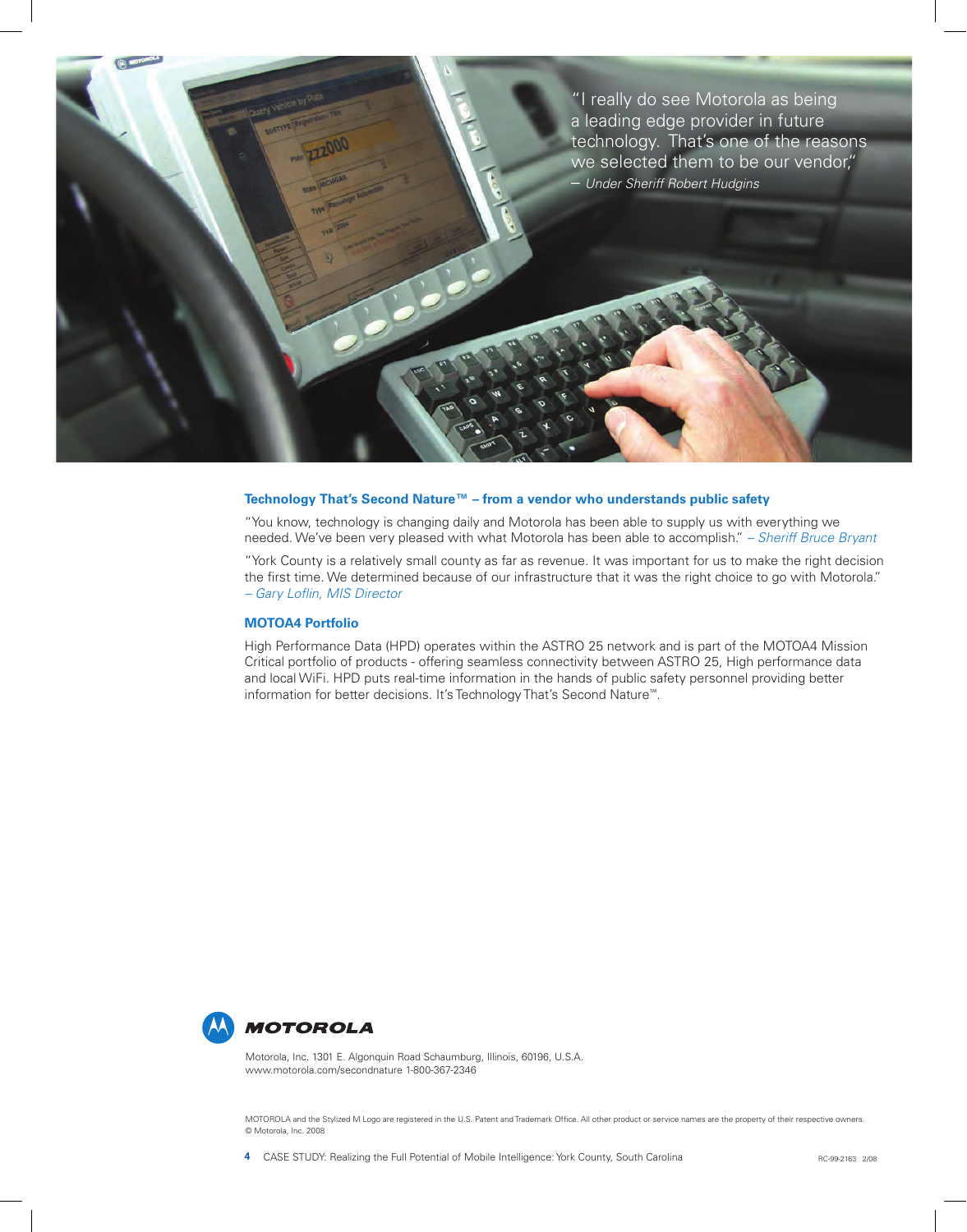"I really do see Motorola as being a leading edge provider in future technology. That's one of the reasons we selected them to be our vendor,"
– *Under Sheriff Robert Hudgins*

### Technology That's Second Nature™ – from a vendor who understands public safety

"You know, technology is changing daily and Motorola has been able to supply us with everything we needed. We've been very pleased with what Motorola has been able to accomplish." – *Sheriff Bruce Bryant*

"York County is a relatively small county as far as revenue. It was important for us to make the right decision the first time. We determined because of our infrastructure that it was the right choice to go with Motorola."
– *Gary Loflin, MIS Director*

### MOTOA4 Portfolio

High Performance Data (HPD) operates within the ASTRO 25 network and is part of the MOTOA4 Mission Critical portfolio of products - offering seamless connectivity between ASTRO 25, High performance data and local WiFi. HPD puts real-time information in the hands of public safety personnel providing better information for better decisions. It's Technology That's Second Nature™.

**MOTOROLA**

Motorola, Inc. 1301 E. Algonquin Road Schaumburg, Illinois, 60196, U.S.A.
www.motorola.com/secondnature 1-800-367-2346

MOTOROLA and the Stylized M Logo are registered in the U.S. Patent and Trademark Office. All other product or service names are the property of their respective owners.
© Motorola, Inc. 2008

RC-99-2163 2/08